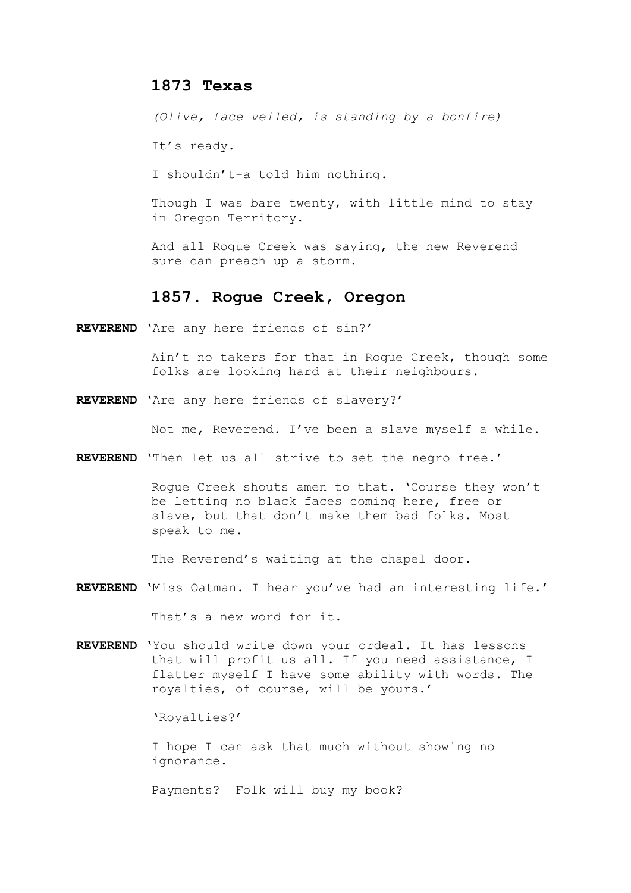## 1873 Texas

*(Olive, face veiled, is standing by a bonfire)*

It's ready.

I shouldn't-a told him nothing.

Though I was bare twenty, with little mind to stay in Oregon Territory.

And all Rogue Creek was saying, the new Reverend sure can preach up a storm.

## 1857. Rogue Creek, Oregon

**REVEREND** 'Are any here friends of sin?'

Ain't no takers for that in Rogue Creek, though some folks are looking hard at their neighbours.

**REVEREND** 'Are any here friends of slavery?'

Not me, Reverend. I've been a slave myself a while.

**REVEREND** 'Then let us all strive to set the negro free.'

Rogue Creek shouts amen to that. 'Course they won't be letting no black faces coming here, free or slave, but that don't make them bad folks. Most speak to me.

The Reverend's waiting at the chapel door.

**REVEREND** 'Miss Oatman. I hear you've had an interesting life.'

That's a new word for it.

**REVEREND** 'You should write down your ordeal. It has lessons that will profit us all. If you need assistance, I flatter myself I have some ability with words. The royalties, of course, will be yours.'

'Royalties?'

I hope I can ask that much without showing no ignorance.

Payments? Folk will buy my book?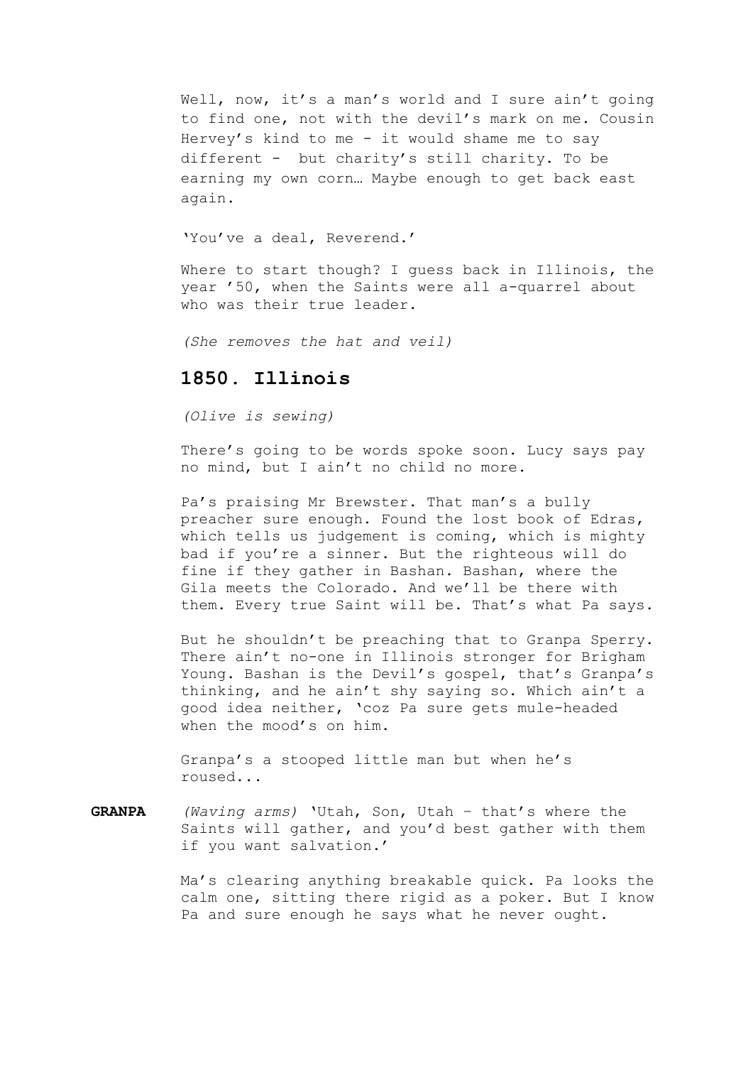Well, now, it's a man's world and I sure ain't going to find one, not with the devil's mark on me. Cousin Hervey's kind to me - it would shame me to say different - but charity's still charity. To be earning my own corn… Maybe enough to get back east again.

'You've a deal, Reverend.'

Where to start though? I guess back in Illinois, the year '50, when the Saints were all a-quarrel about who was their true leader.

*(She removes the hat and veil)*

## 1850. Illinois

*(Olive is sewing)*

There's going to be words spoke soon. Lucy says pay no mind, but I ain't no child no more.

Pa's praising Mr Brewster. That man's a bully preacher sure enough. Found the lost book of Edras, which tells us judgement is coming, which is mighty bad if you're a sinner. But the righteous will do fine if they gather in Bashan. Bashan, where the Gila meets the Colorado. And we'll be there with them. Every true Saint will be. That's what Pa says.

But he shouldn't be preaching that to Granpa Sperry. There ain't no-one in Illinois stronger for Brigham Young. Bashan is the Devil's gospel, that's Granpa's thinking, and he ain't shy saying so. Which ain't a good idea neither, 'coz Pa sure gets mule-headed when the mood's on him.

Granpa's a stooped little man but when he's roused...

**GRANPA** *(Waving arms)* 'Utah, Son, Utah – that's where the Saints will gather, and you'd best gather with them if you want salvation.'

Ma's clearing anything breakable quick. Pa looks the calm one, sitting there rigid as a poker. But I know Pa and sure enough he says what he never ought.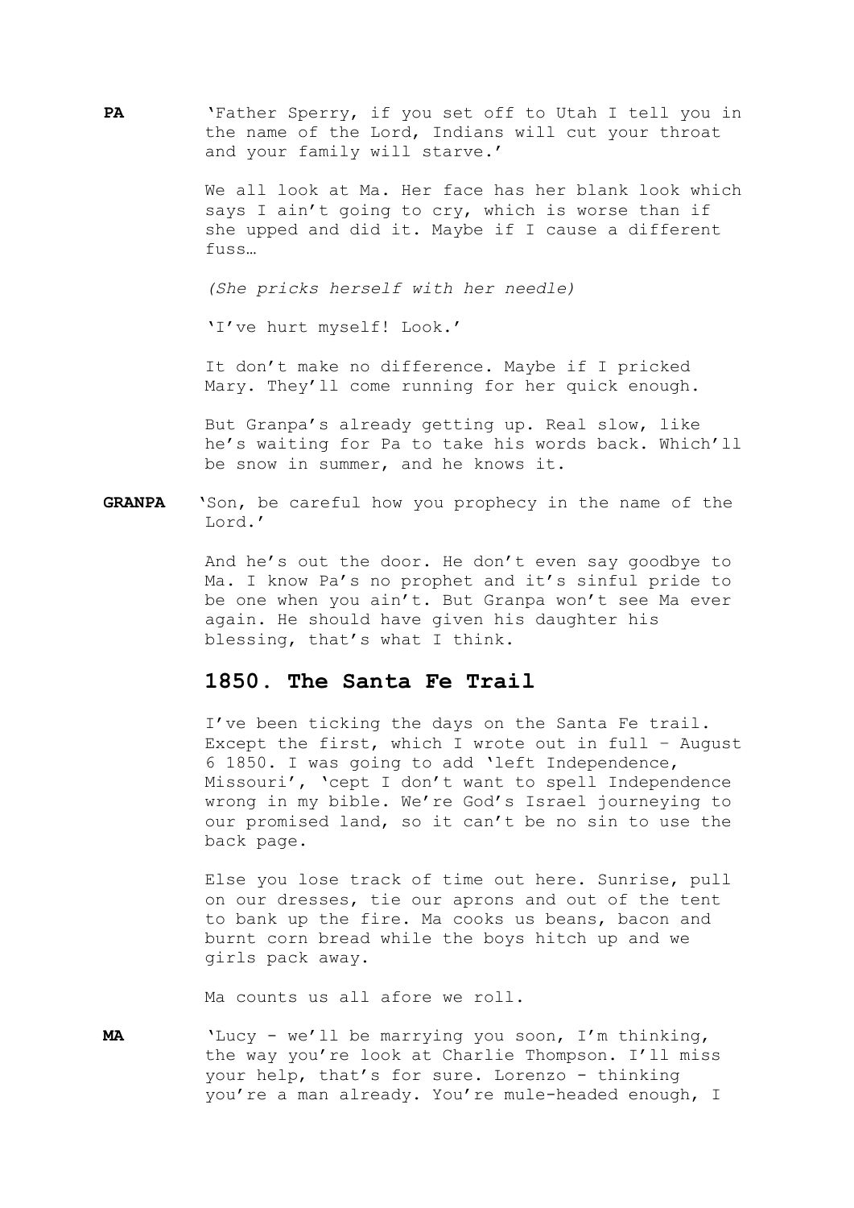**PA** 'Father Sperry, if you set off to Utah I tell you in the name of the Lord, Indians will cut your throat and your family will starve.'

We all look at Ma. Her face has her blank look which says I ain't going to cry, which is worse than if she upped and did it. Maybe if I cause a different fuss…

*(She pricks herself with her needle)*

'I've hurt myself! Look.'

It don't make no difference. Maybe if I pricked Mary. They'll come running for her quick enough.

But Granpa's already getting up. Real slow, like he's waiting for Pa to take his words back. Which'll be snow in summer, and he knows it.

**GRANPA** 'Son, be careful how you prophecy in the name of the Lord.'

And he's out the door. He don't even say goodbye to Ma. I know Pa's no prophet and it's sinful pride to be one when you ain't. But Granpa won't see Ma ever again. He should have given his daughter his blessing, that's what I think.

## 1850. The Santa Fe Trail

I've been ticking the days on the Santa Fe trail. Except the first, which I wrote out in full – August 6 1850. I was going to add 'left Independence, Missouri', 'cept I don't want to spell Independence wrong in my bible. We're God's Israel journeying to our promised land, so it can't be no sin to use the back page.

Else you lose track of time out here. Sunrise, pull on our dresses, tie our aprons and out of the tent to bank up the fire. Ma cooks us beans, bacon and burnt corn bread while the boys hitch up and we girls pack away.

Ma counts us all afore we roll.

**MA** 'Lucy - we'll be marrying you soon, I'm thinking, the way you're look at Charlie Thompson. I'll miss your help, that's for sure. Lorenzo - thinking you're a man already. You're mule-headed enough, I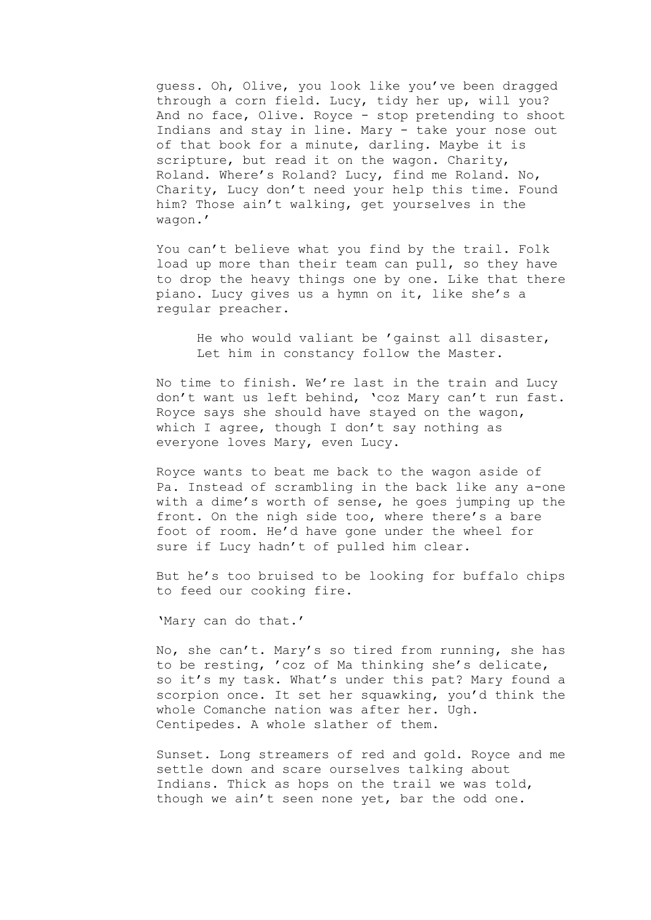guess. Oh, Olive, you look like you've been dragged through a corn field. Lucy, tidy her up, will you? And no face, Olive. Royce - stop pretending to shoot Indians and stay in line. Mary - take your nose out of that book for a minute, darling. Maybe it is scripture, but read it on the wagon. Charity, Roland. Where's Roland? Lucy, find me Roland. No, Charity, Lucy don't need your help this time. Found him? Those ain't walking, get yourselves in the wagon.'

You can't believe what you find by the trail. Folk load up more than their team can pull, so they have to drop the heavy things one by one. Like that there piano. Lucy gives us a hymn on it, like she's a regular preacher.

> He who would valiant be 'gainst all disaster,
> Let him in constancy follow the Master.

No time to finish. We're last in the train and Lucy don't want us left behind, 'coz Mary can't run fast. Royce says she should have stayed on the wagon, which I agree, though I don't say nothing as everyone loves Mary, even Lucy.

Royce wants to beat me back to the wagon aside of Pa. Instead of scrambling in the back like any a-one with a dime's worth of sense, he goes jumping up the front. On the nigh side too, where there's a bare foot of room. He'd have gone under the wheel for sure if Lucy hadn't of pulled him clear.

But he's too bruised to be looking for buffalo chips to feed our cooking fire.

'Mary can do that.'

No, she can't. Mary's so tired from running, she has to be resting, 'coz of Ma thinking she's delicate, so it's my task. What's under this pat? Mary found a scorpion once. It set her squawking, you'd think the whole Comanche nation was after her. Ugh. Centipedes. A whole slather of them.

Sunset. Long streamers of red and gold. Royce and me settle down and scare ourselves talking about Indians. Thick as hops on the trail we was told, though we ain't seen none yet, bar the odd one.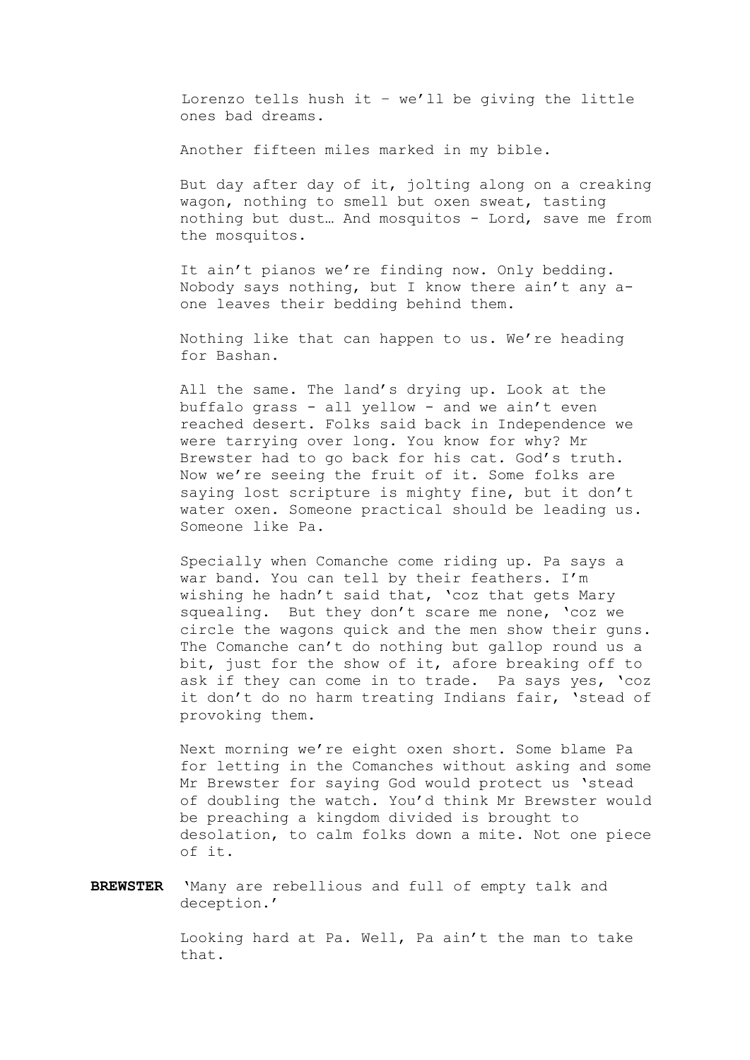Lorenzo tells hush it – we'll be giving the little ones bad dreams.

Another fifteen miles marked in my bible.

But day after day of it, jolting along on a creaking wagon, nothing to smell but oxen sweat, tasting nothing but dust… And mosquitos - Lord, save me from the mosquitos.

It ain't pianos we're finding now. Only bedding. Nobody says nothing, but I know there ain't any a-one leaves their bedding behind them.

Nothing like that can happen to us. We're heading for Bashan.

All the same. The land's drying up. Look at the buffalo grass - all yellow - and we ain't even reached desert. Folks said back in Independence we were tarrying over long. You know for why? Mr Brewster had to go back for his cat. God's truth. Now we're seeing the fruit of it. Some folks are saying lost scripture is mighty fine, but it don't water oxen. Someone practical should be leading us. Someone like Pa.

Specially when Comanche come riding up. Pa says a war band. You can tell by their feathers. I'm wishing he hadn't said that, 'coz that gets Mary squealing.  But they don't scare me none, 'coz we circle the wagons quick and the men show their guns. The Comanche can't do nothing but gallop round us a bit, just for the show of it, afore breaking off to ask if they can come in to trade.  Pa says yes, 'coz it don't do no harm treating Indians fair, 'stead of provoking them.

Next morning we're eight oxen short. Some blame Pa for letting in the Comanches without asking and some Mr Brewster for saying God would protect us 'stead of doubling the watch. You'd think Mr Brewster would be preaching a kingdom divided is brought to desolation, to calm folks down a mite. Not one piece of it.

**BREWSTER** 'Many are rebellious and full of empty talk and deception.'

Looking hard at Pa. Well, Pa ain't the man to take that.